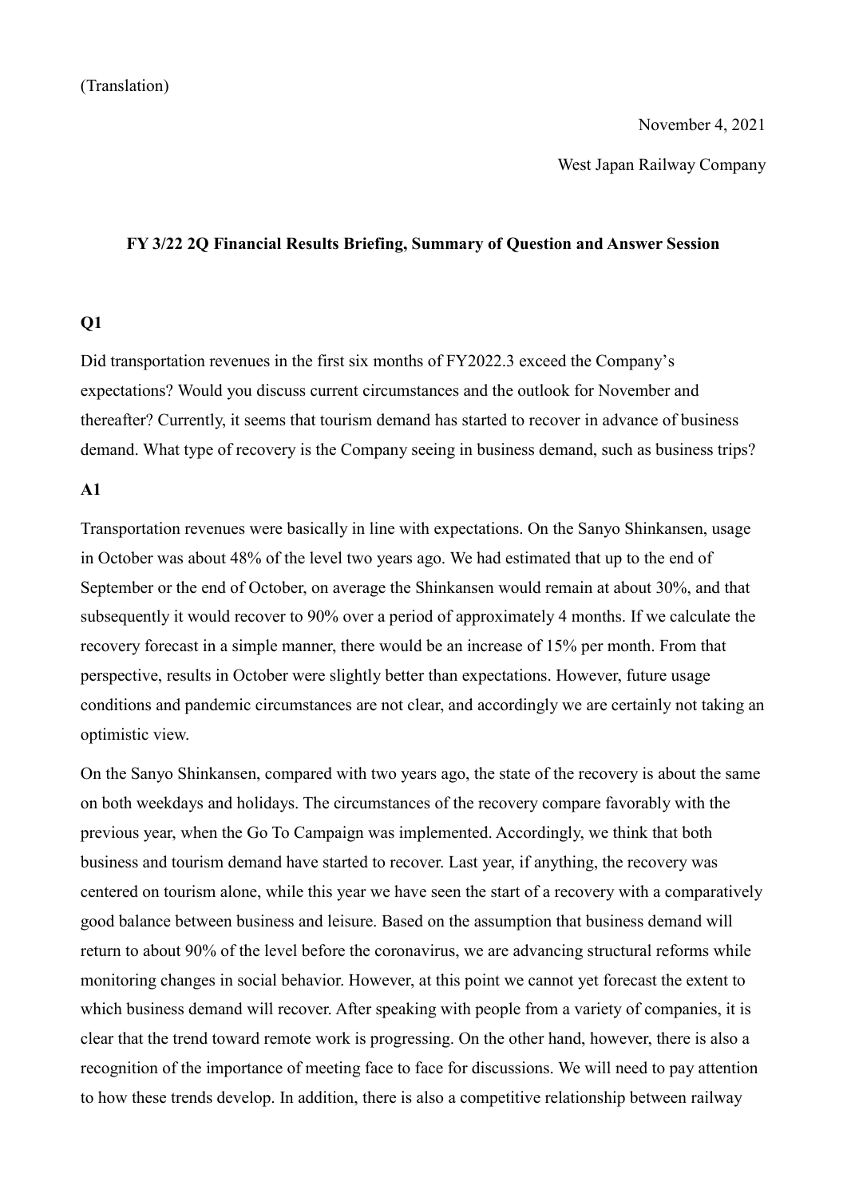(Translation)

November 4, 2021

West Japan Railway Company

### FY 3/22 2Q Financial Results Briefing, Summary of Question and Answer Session

**Q1**

Did transportation revenues in the first six months of FY2022.3 exceed the Company's expectations? Would you discuss current circumstances and the outlook for November and thereafter? Currently, it seems that tourism demand has started to recover in advance of business demand. What type of recovery is the Company seeing in business demand, such as business trips?

**A1**

Transportation revenues were basically in line with expectations. On the Sanyo Shinkansen, usage in October was about 48% of the level two years ago. We had estimated that up to the end of September or the end of October, on average the Shinkansen would remain at about 30%, and that subsequently it would recover to 90% over a period of approximately 4 months. If we calculate the recovery forecast in a simple manner, there would be an increase of 15% per month. From that perspective, results in October were slightly better than expectations. However, future usage conditions and pandemic circumstances are not clear, and accordingly we are certainly not taking an optimistic view.

On the Sanyo Shinkansen, compared with two years ago, the state of the recovery is about the same on both weekdays and holidays. The circumstances of the recovery compare favorably with the previous year, when the Go To Campaign was implemented. Accordingly, we think that both business and tourism demand have started to recover. Last year, if anything, the recovery was centered on tourism alone, while this year we have seen the start of a recovery with a comparatively good balance between business and leisure. Based on the assumption that business demand will return to about 90% of the level before the coronavirus, we are advancing structural reforms while monitoring changes in social behavior. However, at this point we cannot yet forecast the extent to which business demand will recover. After speaking with people from a variety of companies, it is clear that the trend toward remote work is progressing. On the other hand, however, there is also a recognition of the importance of meeting face to face for discussions. We will need to pay attention to how these trends develop. In addition, there is also a competitive relationship between railway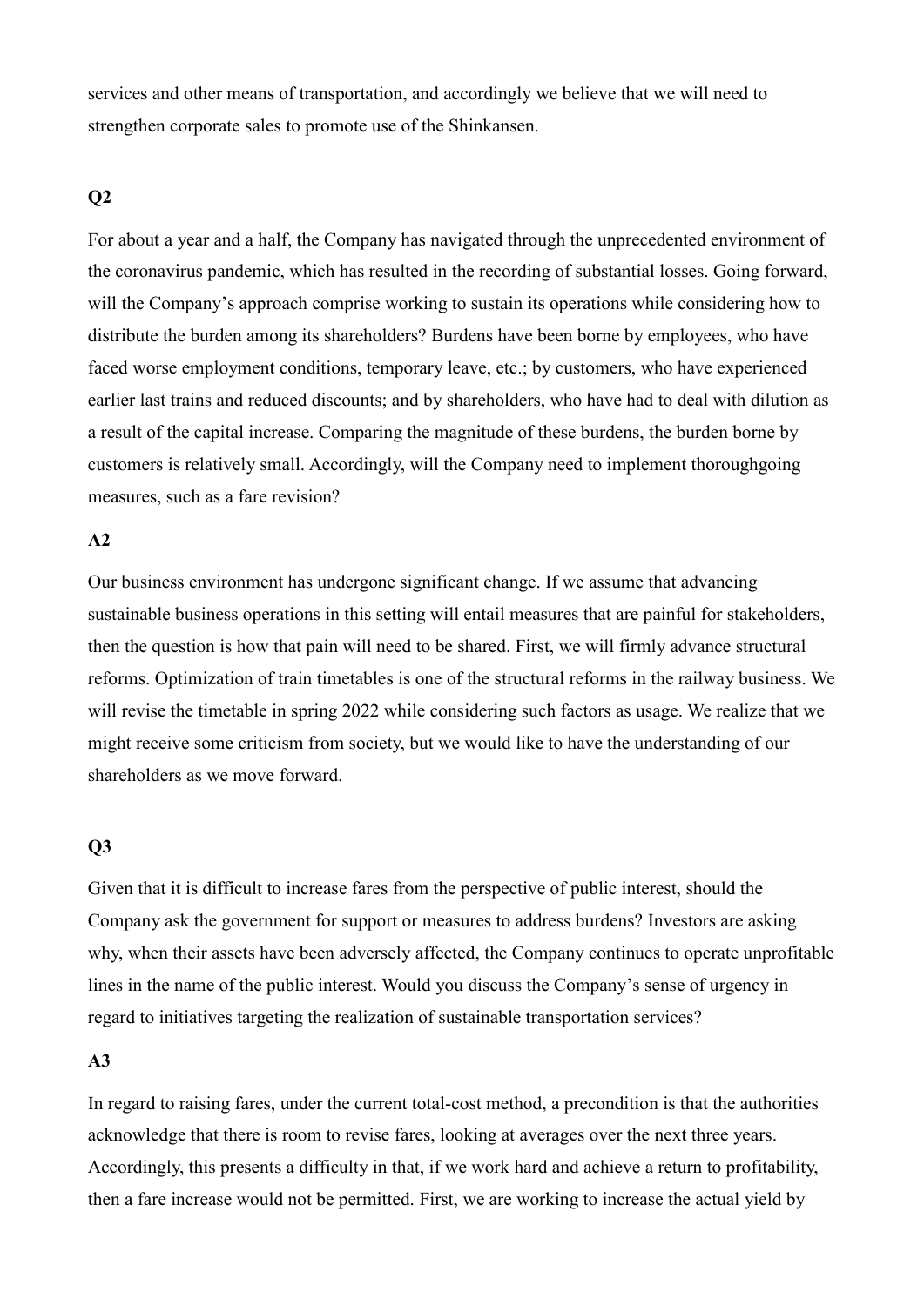services and other means of transportation, and accordingly we believe that we will need to strengthen corporate sales to promote use of the Shinkansen.

**Q2**

For about a year and a half, the Company has navigated through the unprecedented environment of the coronavirus pandemic, which has resulted in the recording of substantial losses. Going forward, will the Company's approach comprise working to sustain its operations while considering how to distribute the burden among its shareholders? Burdens have been borne by employees, who have faced worse employment conditions, temporary leave, etc.; by customers, who have experienced earlier last trains and reduced discounts; and by shareholders, who have had to deal with dilution as a result of the capital increase. Comparing the magnitude of these burdens, the burden borne by customers is relatively small. Accordingly, will the Company need to implement thoroughgoing measures, such as a fare revision?

**A2**

Our business environment has undergone significant change. If we assume that advancing sustainable business operations in this setting will entail measures that are painful for stakeholders, then the question is how that pain will need to be shared. First, we will firmly advance structural reforms. Optimization of train timetables is one of the structural reforms in the railway business. We will revise the timetable in spring 2022 while considering such factors as usage. We realize that we might receive some criticism from society, but we would like to have the understanding of our shareholders as we move forward.

**Q3**

Given that it is difficult to increase fares from the perspective of public interest, should the Company ask the government for support or measures to address burdens? Investors are asking why, when their assets have been adversely affected, the Company continues to operate unprofitable lines in the name of the public interest. Would you discuss the Company's sense of urgency in regard to initiatives targeting the realization of sustainable transportation services?

**A3**

In regard to raising fares, under the current total-cost method, a precondition is that the authorities acknowledge that there is room to revise fares, looking at averages over the next three years. Accordingly, this presents a difficulty in that, if we work hard and achieve a return to profitability, then a fare increase would not be permitted. First, we are working to increase the actual yield by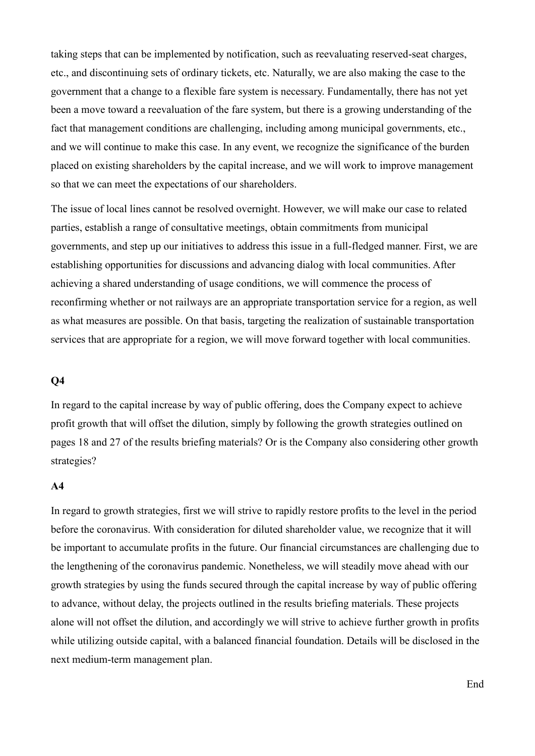taking steps that can be implemented by notification, such as reevaluating reserved-seat charges, etc., and discontinuing sets of ordinary tickets, etc. Naturally, we are also making the case to the government that a change to a flexible fare system is necessary. Fundamentally, there has not yet been a move toward a reevaluation of the fare system, but there is a growing understanding of the fact that management conditions are challenging, including among municipal governments, etc., and we will continue to make this case. In any event, we recognize the significance of the burden placed on existing shareholders by the capital increase, and we will work to improve management so that we can meet the expectations of our shareholders.

The issue of local lines cannot be resolved overnight. However, we will make our case to related parties, establish a range of consultative meetings, obtain commitments from municipal governments, and step up our initiatives to address this issue in a full-fledged manner. First, we are establishing opportunities for discussions and advancing dialog with local communities. After achieving a shared understanding of usage conditions, we will commence the process of reconfirming whether or not railways are an appropriate transportation service for a region, as well as what measures are possible. On that basis, targeting the realization of sustainable transportation services that are appropriate for a region, we will move forward together with local communities.

**Q4**

In regard to the capital increase by way of public offering, does the Company expect to achieve profit growth that will offset the dilution, simply by following the growth strategies outlined on pages 18 and 27 of the results briefing materials? Or is the Company also considering other growth strategies?

**A4**

In regard to growth strategies, first we will strive to rapidly restore profits to the level in the period before the coronavirus. With consideration for diluted shareholder value, we recognize that it will be important to accumulate profits in the future. Our financial circumstances are challenging due to the lengthening of the coronavirus pandemic. Nonetheless, we will steadily move ahead with our growth strategies by using the funds secured through the capital increase by way of public offering to advance, without delay, the projects outlined in the results briefing materials. These projects alone will not offset the dilution, and accordingly we will strive to achieve further growth in profits while utilizing outside capital, with a balanced financial foundation. Details will be disclosed in the next medium-term management plan.

End